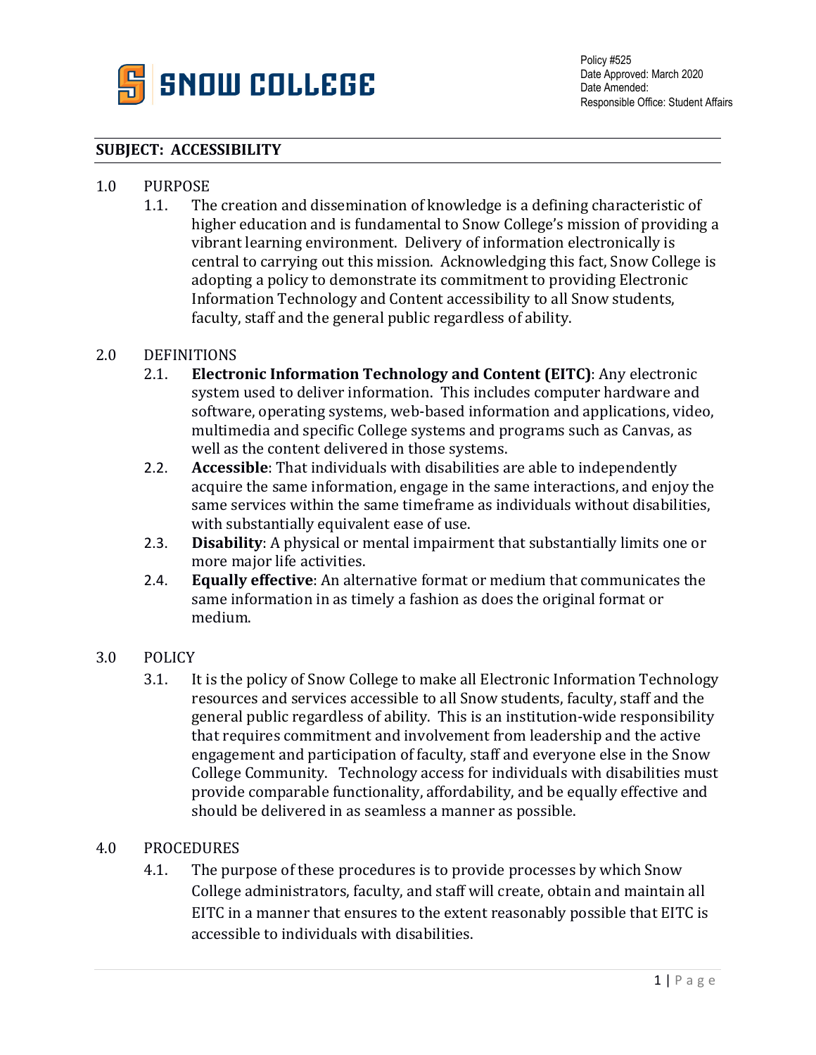**SNOW COLLEGE**

Policy #525
Date Approved: March 2020
Date Amended:
Responsible Office: Student Affairs

## SUBJECT: ACCESSIBILITY

1.0 PURPOSE

1.1. The creation and dissemination of knowledge is a defining characteristic of higher education and is fundamental to Snow College's mission of providing a vibrant learning environment. Delivery of information electronically is central to carrying out this mission. Acknowledging this fact, Snow College is adopting a policy to demonstrate its commitment to providing Electronic Information Technology and Content accessibility to all Snow students, faculty, staff and the general public regardless of ability.

2.0 DEFINITIONS

2.1. **Electronic Information Technology and Content (EITC)**: Any electronic system used to deliver information. This includes computer hardware and software, operating systems, web-based information and applications, video, multimedia and specific College systems and programs such as Canvas, as well as the content delivered in those systems.

2.2. **Accessible**: That individuals with disabilities are able to independently acquire the same information, engage in the same interactions, and enjoy the same services within the same timeframe as individuals without disabilities, with substantially equivalent ease of use.

2.3. **Disability**: A physical or mental impairment that substantially limits one or more major life activities.

2.4. **Equally effective**: An alternative format or medium that communicates the same information in as timely a fashion as does the original format or medium.

3.0 POLICY

3.1. It is the policy of Snow College to make all Electronic Information Technology resources and services accessible to all Snow students, faculty, staff and the general public regardless of ability. This is an institution-wide responsibility that requires commitment and involvement from leadership and the active engagement and participation of faculty, staff and everyone else in the Snow College Community. Technology access for individuals with disabilities must provide comparable functionality, affordability, and be equally effective and should be delivered in as seamless a manner as possible.

4.0 PROCEDURES

4.1. The purpose of these procedures is to provide processes by which Snow College administrators, faculty, and staff will create, obtain and maintain all EITC in a manner that ensures to the extent reasonably possible that EITC is accessible to individuals with disabilities.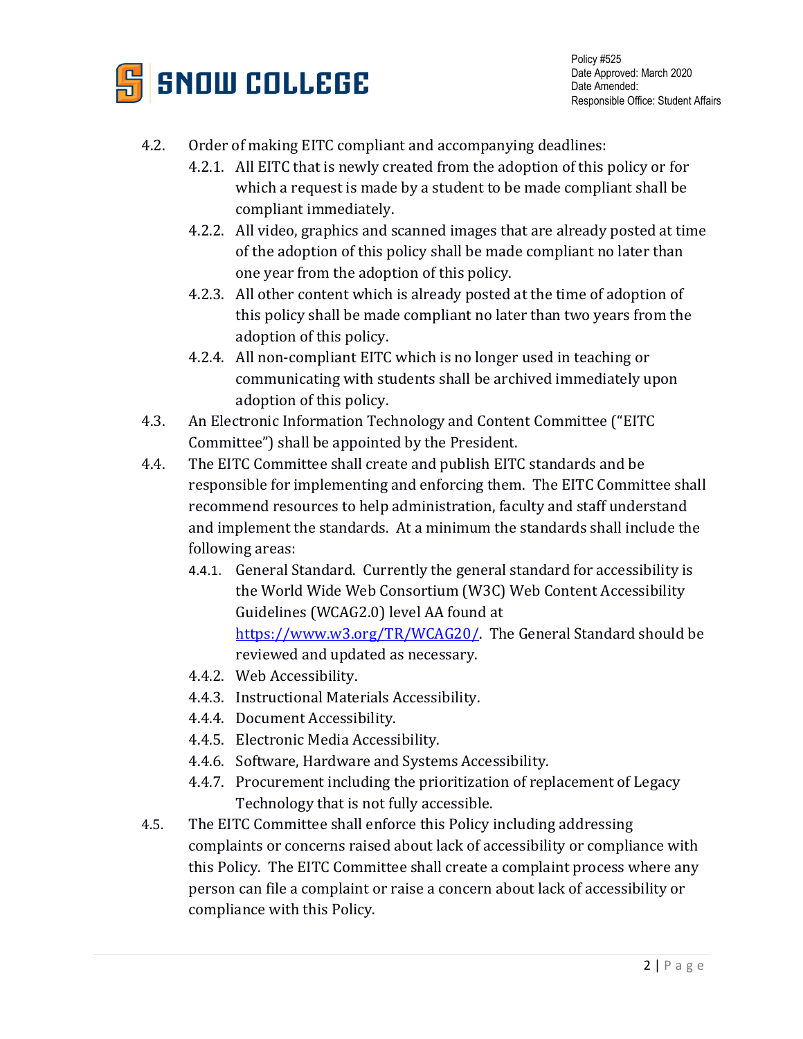- 4.2. Order of making EITC compliant and accompanying deadlines:
  - 4.2.1. All EITC that is newly created from the adoption of this policy or for which a request is made by a student to be made compliant shall be compliant immediately.
  - 4.2.2. All video, graphics and scanned images that are already posted at time of the adoption of this policy shall be made compliant no later than one year from the adoption of this policy.
  - 4.2.3. All other content which is already posted at the time of adoption of this policy shall be made compliant no later than two years from the adoption of this policy.
  - 4.2.4. All non-compliant EITC which is no longer used in teaching or communicating with students shall be archived immediately upon adoption of this policy.
- 4.3. An Electronic Information Technology and Content Committee ("EITC Committee") shall be appointed by the President.
- 4.4. The EITC Committee shall create and publish EITC standards and be responsible for implementing and enforcing them. The EITC Committee shall recommend resources to help administration, faculty and staff understand and implement the standards. At a minimum the standards shall include the following areas:
  - 4.4.1. General Standard. Currently the general standard for accessibility is the World Wide Web Consortium (W3C) Web Content Accessibility Guidelines (WCAG2.0) level AA found at [https://www.w3.org/TR/WCAG20/](https://www.w3.org/TR/WCAG20/). The General Standard should be reviewed and updated as necessary.
  - 4.4.2. Web Accessibility.
  - 4.4.3. Instructional Materials Accessibility.
  - 4.4.4. Document Accessibility.
  - 4.4.5. Electronic Media Accessibility.
  - 4.4.6. Software, Hardware and Systems Accessibility.
  - 4.4.7. Procurement including the prioritization of replacement of Legacy Technology that is not fully accessible.
- 4.5. The EITC Committee shall enforce this Policy including addressing complaints or concerns raised about lack of accessibility or compliance with this Policy. The EITC Committee shall create a complaint process where any person can file a complaint or raise a concern about lack of accessibility or compliance with this Policy.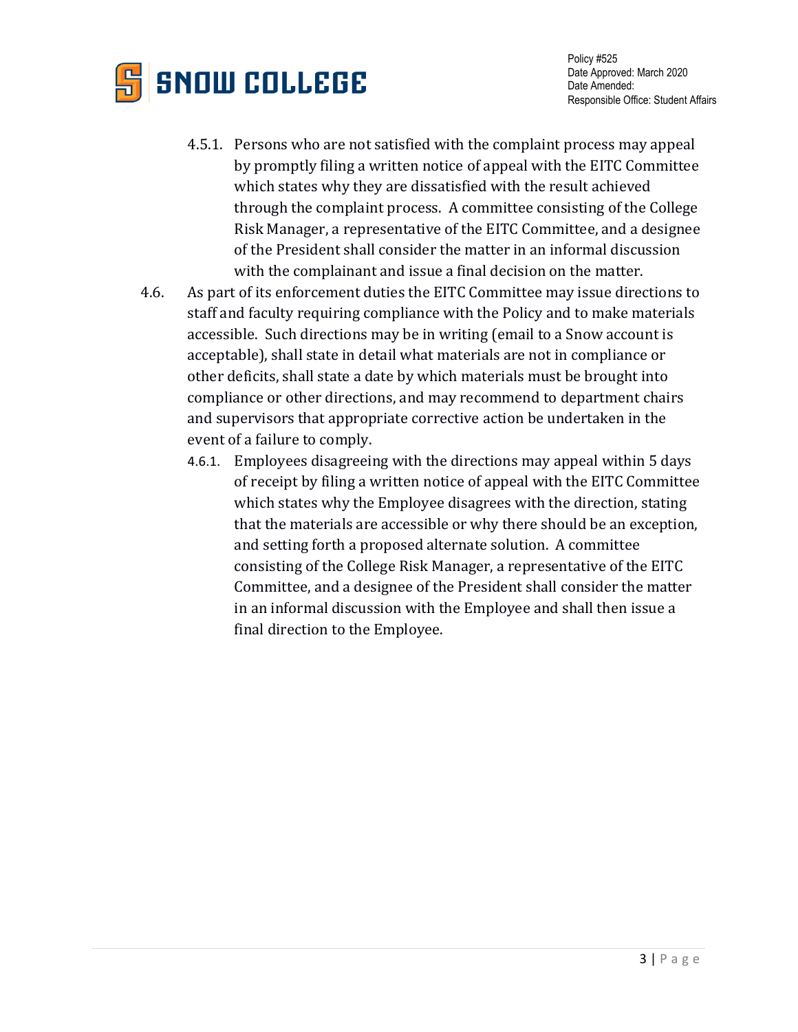4.5.1. Persons who are not satisfied with the complaint process may appeal by promptly filing a written notice of appeal with the EITC Committee which states why they are dissatisfied with the result achieved through the complaint process. A committee consisting of the College Risk Manager, a representative of the EITC Committee, and a designee of the President shall consider the matter in an informal discussion with the complainant and issue a final decision on the matter.

4.6. As part of its enforcement duties the EITC Committee may issue directions to staff and faculty requiring compliance with the Policy and to make materials accessible. Such directions may be in writing (email to a Snow account is acceptable), shall state in detail what materials are not in compliance or other deficits, shall state a date by which materials must be brought into compliance or other directions, and may recommend to department chairs and supervisors that appropriate corrective action be undertaken in the event of a failure to comply.

4.6.1. Employees disagreeing with the directions may appeal within 5 days of receipt by filing a written notice of appeal with the EITC Committee which states why the Employee disagrees with the direction, stating that the materials are accessible or why there should be an exception, and setting forth a proposed alternate solution. A committee consisting of the College Risk Manager, a representative of the EITC Committee, and a designee of the President shall consider the matter in an informal discussion with the Employee and shall then issue a final direction to the Employee.